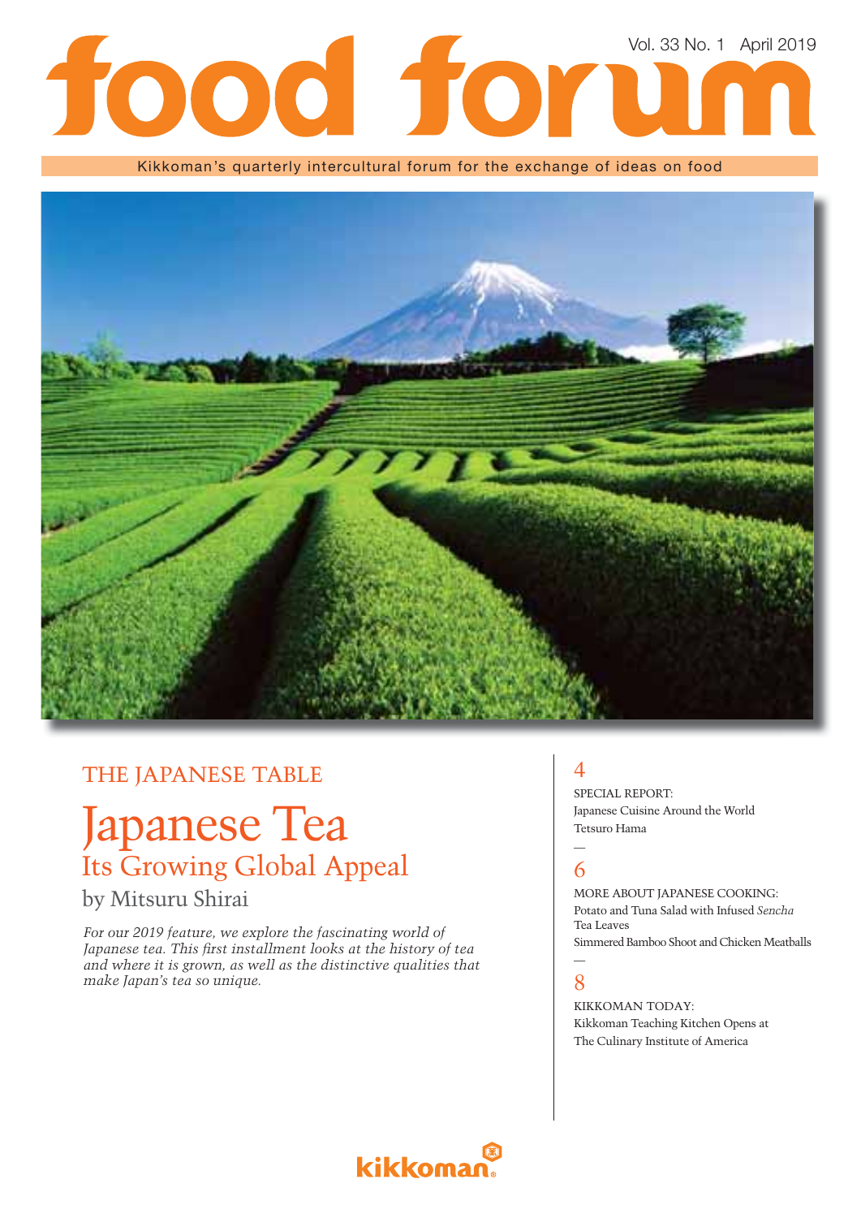# food forum

Vol. 33 No. 1 April 2019

Kikkoman's quarterly intercultural forum for the exchange of ideas on food

THE JAPANESE TABLE

## Japanese Tea

### Its Growing Global Appeal

by Mitsuru Shirai

*For our 2019 feature, we explore the fascinating world of Japanese tea. This first installment looks at the history of tea and where it is grown, as well as the distinctive qualities that make Japan's tea so unique.*

4

SPECIAL REPORT:
Japanese Cuisine Around the World
Tetsuro Hama

—

6

MORE ABOUT JAPANESE COOKING:
Potato and Tuna Salad with Infused *Sencha* Tea Leaves
Simmered Bamboo Shoot and Chicken Meatballs

—

8

KIKKOMAN TODAY:
Kikkoman Teaching Kitchen Opens at The Culinary Institute of America

kikkoman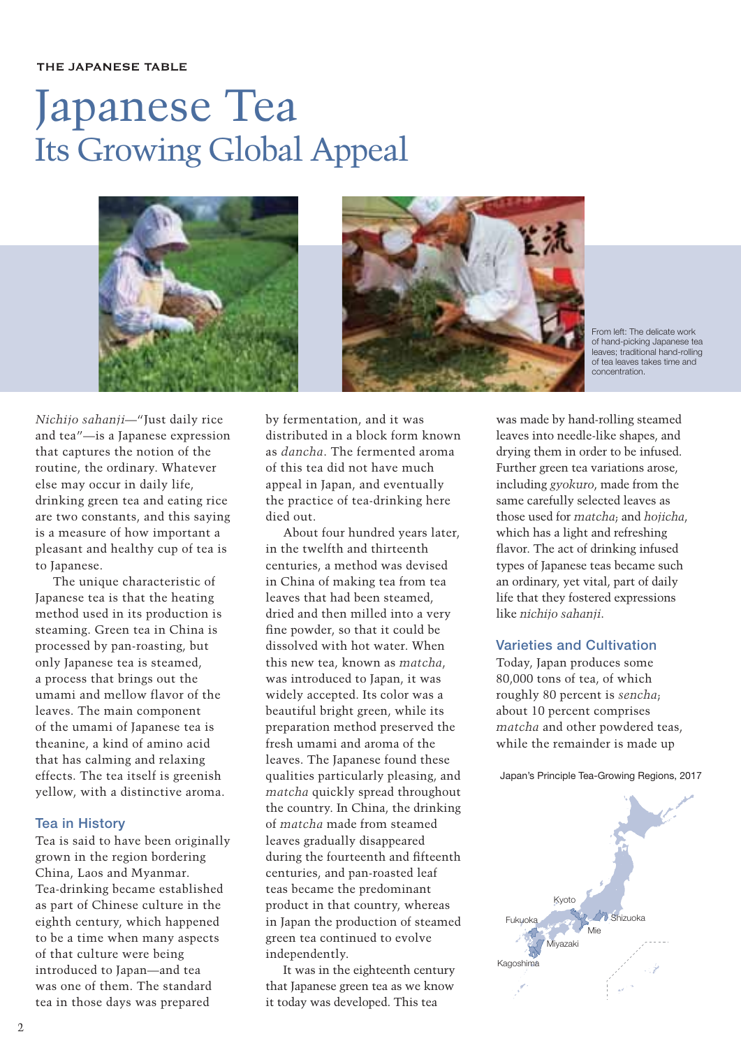THE JAPANESE TABLE

# Japanese Tea
## Its Growing Global Appeal

From left: The delicate work of hand-picking Japanese tea leaves; traditional hand-rolling of tea leaves takes time and concentration.

*Nichijo sahanji*—"Just daily rice and tea"—is a Japanese expression that captures the notion of the routine, the ordinary. Whatever else may occur in daily life, drinking green tea and eating rice are two constants, and this saying is a measure of how important a pleasant and healthy cup of tea is to Japanese.

The unique characteristic of Japanese tea is that the heating method used in its production is steaming. Green tea in China is processed by pan-roasting, but only Japanese tea is steamed, a process that brings out the umami and mellow flavor of the leaves. The main component of the umami of Japanese tea is theanine, a kind of amino acid that has calming and relaxing effects. The tea itself is greenish yellow, with a distinctive aroma.

### Tea in History

Tea is said to have been originally grown in the region bordering China, Laos and Myanmar. Tea-drinking became established as part of Chinese culture in the eighth century, which happened to be a time when many aspects of that culture were being introduced to Japan—and tea was one of them. The standard tea in those days was prepared by fermentation, and it was distributed in a block form known as *dancha*. The fermented aroma of this tea did not have much appeal in Japan, and eventually the practice of tea-drinking here died out.

About four hundred years later, in the twelfth and thirteenth centuries, a method was devised in China of making tea from tea leaves that had been steamed, dried and then milled into a very fine powder, so that it could be dissolved with hot water. When this new tea, known as *matcha*, was introduced to Japan, it was widely accepted. Its color was a beautiful bright green, while its preparation method preserved the fresh umami and aroma of the leaves. The Japanese found these qualities particularly pleasing, and *matcha* quickly spread throughout the country. In China, the drinking of *matcha* made from steamed leaves gradually disappeared during the fourteenth and fifteenth centuries, and pan-roasted leaf teas became the predominant product in that country, whereas in Japan the production of steamed green tea continued to evolve independently.

It was in the eighteenth century that Japanese green tea as we know it today was developed. This tea was made by hand-rolling steamed leaves into needle-like shapes, and drying them in order to be infused. Further green tea variations arose, including *gyokuro*, made from the same carefully selected leaves as those used for *matcha*; and *hojicha*, which has a light and refreshing flavor. The act of drinking infused types of Japanese teas became such an ordinary, yet vital, part of daily life that they fostered expressions like *nichijo sahanji*.

### Varieties and Cultivation

Today, Japan produces some 80,000 tons of tea, of which roughly 80 percent is *sencha*; about 10 percent comprises *matcha* and other powdered teas, while the remainder is made up

Japan's Principle Tea-Growing Regions, 2017

Kyoto, Fukuoka, Shizuoka, Mie, Miyazaki, Kagoshima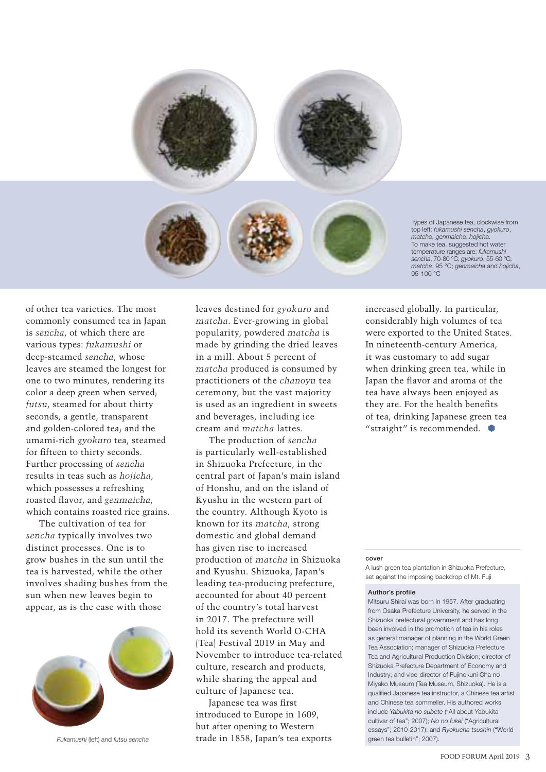Types of Japanese tea, clockwise from top left: *fukamushi sencha*, *gyokuro*, *matcha*, *genmaicha*, *hojicha*. To make tea, suggested hot water temperature ranges are: *fukamushi sencha*, 70-80 °C; *gyokuro*, 55-60 °C; *matcha*, 95 °C; *genmaicha* and *hojicha*, 95-100 °C

of other tea varieties. The most commonly consumed tea in Japan is *sencha*, of which there are various types: *fukamushi* or deep-steamed *sencha*, whose leaves are steamed the longest for one to two minutes, rendering its color a deep green when served; *futsu*, steamed for about thirty seconds, a gentle, transparent and golden-colored tea; and the umami-rich *gyokuro* tea, steamed for fifteen to thirty seconds. Further processing of *sencha* results in teas such as *hojicha*, which possesses a refreshing roasted flavor, and *genmaicha*, which contains roasted rice grains.

The cultivation of tea for *sencha* typically involves two distinct processes. One is to grow bushes in the sun until the tea is harvested, while the other involves shading bushes from the sun when new leaves begin to appear, as is the case with those leaves destined for *gyokuro* and *matcha*. Ever-growing in global popularity, powdered *matcha* is made by grinding the dried leaves in a mill. About 5 percent of *matcha* produced is consumed by practitioners of the *chanoyu* tea ceremony, but the vast majority is used as an ingredient in sweets and beverages, including ice cream and *matcha* lattes.

*Fukamushi* (left) and *futsu sencha*

The production of *sencha* is particularly well-established in Shizuoka Prefecture, in the central part of Japan's main island of Honshu, and on the island of Kyushu in the western part of the country. Although Kyoto is known for its *matcha*, strong domestic and global demand has given rise to increased production of *matcha* in Shizuoka and Kyushu. Shizuoka, Japan's leading tea-producing prefecture, accounted for about 40 percent of the country's total harvest in 2017. The prefecture will hold its seventh World O-CHA (Tea) Festival 2019 in May and November to introduce tea-related culture, research and products, while sharing the appeal and culture of Japanese tea.

Japanese tea was first introduced to Europe in 1609, but after opening to Western trade in 1858, Japan's tea exports increased globally. In particular, considerably high volumes of tea were exported to the United States. In nineteenth-century America, it was customary to add sugar when drinking green tea, while in Japan the flavor and aroma of the tea have always been enjoyed as they are. For the health benefits of tea, drinking Japanese green tea "straight" is recommended.

**cover**

A lush green tea plantation in Shizuoka Prefecture, set against the imposing backdrop of Mt. Fuji

**Author's profile**

Mitsuru Shirai was born in 1957. After graduating from Osaka Prefecture University, he served in the Shizuoka prefectural government and has long been involved in the promotion of tea in his roles as general manager of planning in the World Green Tea Association; manager of Shizuoka Prefecture Tea and Agricultural Production Division; director of Shizuoka Prefecture Department of Economy and Industry; and vice-director of Fujinokuni Cha no Miyako Museum (Tea Museum, Shizuoka). He is a qualified Japanese tea instructor, a Chinese tea artist and Chinese tea sommelier. His authored works include *Yabukita no subete* ("All about Yabukita cultivar of tea"; 2007); *No no fukei* ("Agricultural essays"; 2010-2017); and *Ryokucha tsushin* ("World green tea bulletin"; 2007).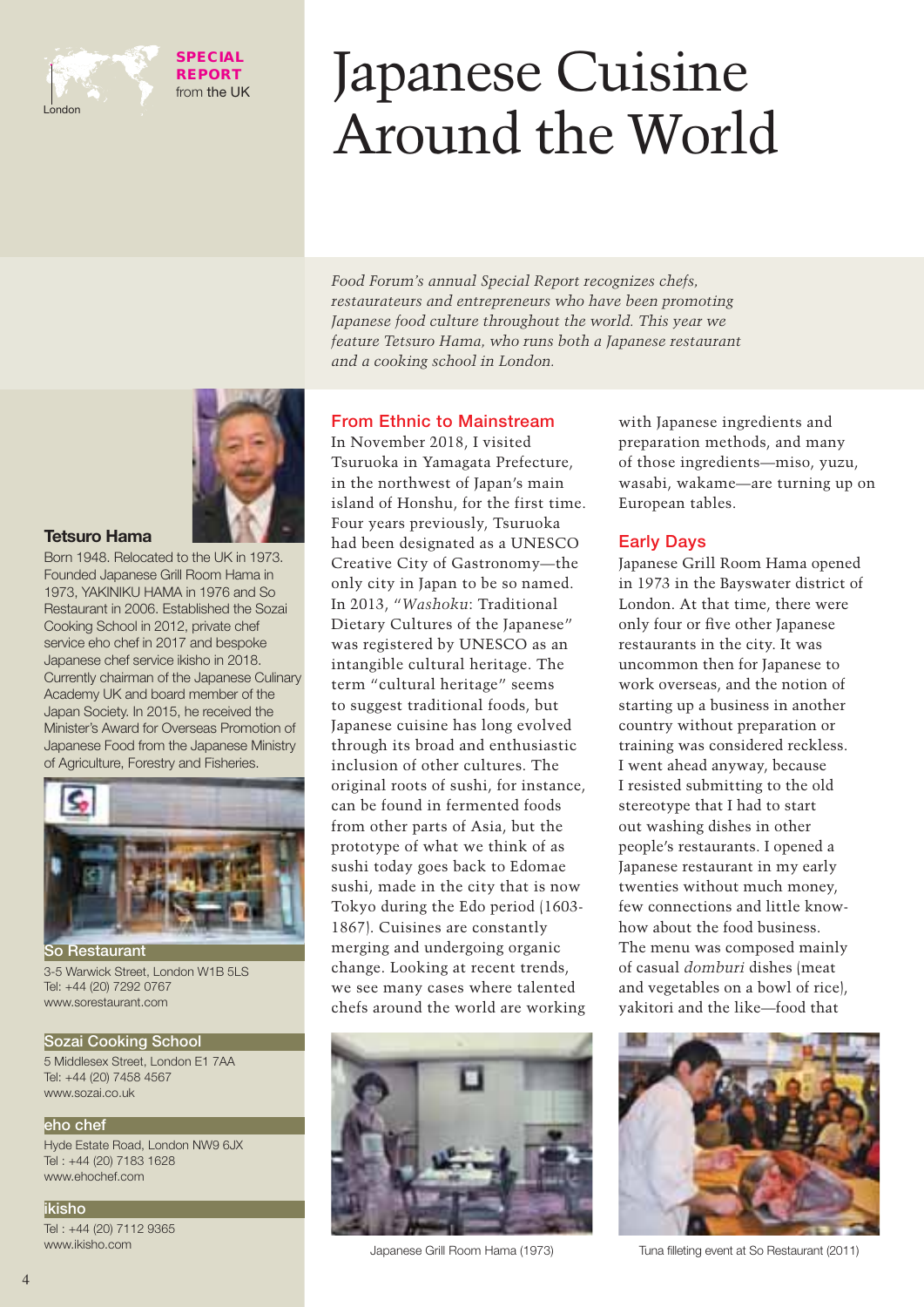SPECIAL REPORT from the UK

London

# Japanese Cuisine Around the World

*Food Forum's annual Special Report recognizes chefs, restaurateurs and entrepreneurs who have been promoting Japanese food culture throughout the world. This year we feature Tetsuro Hama, who runs both a Japanese restaurant and a cooking school in London.*

**Tetsuro Hama**

Born 1948. Relocated to the UK in 1973. Founded Japanese Grill Room Hama in 1973, YAKINIKU HAMA in 1976 and So Restaurant in 2006. Established the Sozai Cooking School in 2012, private chef service eho chef in 2017 and bespoke Japanese chef service ikisho in 2018. Currently chairman of the Japanese Culinary Academy UK and board member of the Japan Society. In 2015, he received the Minister's Award for Overseas Promotion of Japanese Food from the Japanese Ministry of Agriculture, Forestry and Fisheries.

**So Restaurant**

3-5 Warwick Street, London W1B 5LS
Tel: +44 (20) 7292 0767
www.sorestaurant.com

**Sozai Cooking School**

5 Middlesex Street, London E1 7AA
Tel: +44 (20) 7458 4567
www.sozai.co.uk

**eho chef**

Hyde Estate Road, London NW9 6JX
Tel : +44 (20) 7183 1628
www.ehochef.com

**ikisho**

Tel : +44 (20) 7112 9365
www.ikisho.com

## From Ethnic to Mainstream

In November 2018, I visited Tsuruoka in Yamagata Prefecture, in the northwest of Japan's main island of Honshu, for the first time. Four years previously, Tsuruoka had been designated as a UNESCO Creative City of Gastronomy—the only city in Japan to be so named. In 2013, "*Washoku*: Traditional Dietary Cultures of the Japanese" was registered by UNESCO as an intangible cultural heritage. The term "cultural heritage" seems to suggest traditional foods, but Japanese cuisine has long evolved through its broad and enthusiastic inclusion of other cultures. The original roots of sushi, for instance, can be found in fermented foods from other parts of Asia, but the prototype of what we think of as sushi today goes back to Edomae sushi, made in the city that is now Tokyo during the Edo period (1603-1867). Cuisines are constantly merging and undergoing organic change. Looking at recent trends, we see many cases where talented chefs around the world are working with Japanese ingredients and preparation methods, and many of those ingredients—miso, yuzu, wasabi, wakame—are turning up on European tables.

## Early Days

Japanese Grill Room Hama opened in 1973 in the Bayswater district of London. At that time, there were only four or five other Japanese restaurants in the city. It was uncommon then for Japanese to work overseas, and the notion of starting up a business in another country without preparation or training was considered reckless. I went ahead anyway, because I resisted submitting to the old stereotype that I had to start out washing dishes in other people's restaurants. I opened a Japanese restaurant in my early twenties without much money, few connections and little know-how about the food business. The menu was composed mainly of casual *domburi* dishes (meat and vegetables on a bowl of rice), yakitori and the like—food that

Japanese Grill Room Hama (1973)

Tuna filleting event at So Restaurant (2011)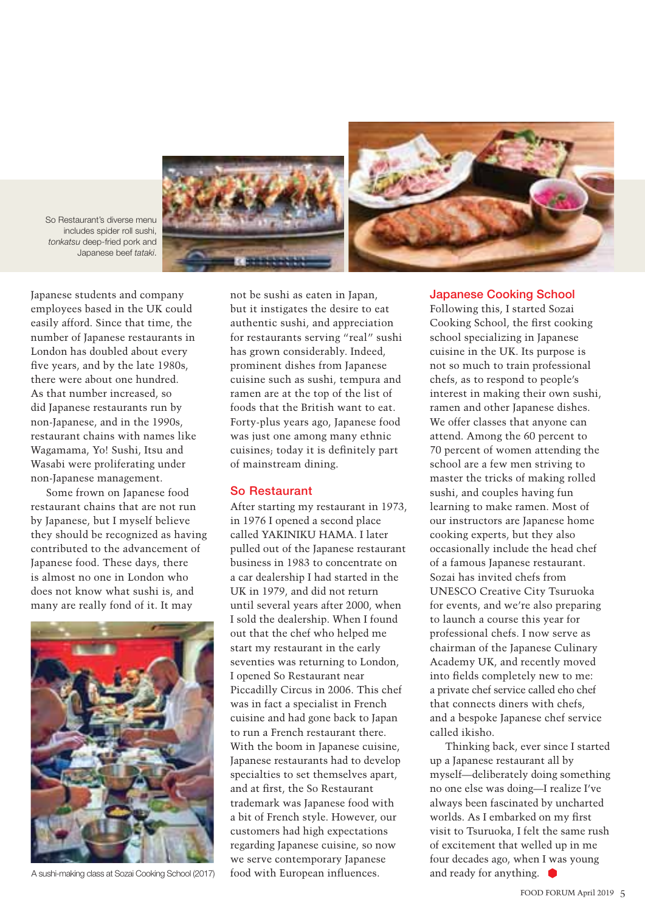So Restaurant's diverse menu includes spider roll sushi, *tonkatsu* deep-fried pork and Japanese beef *tataki*.

Japanese students and company employees based in the UK could easily afford. Since that time, the number of Japanese restaurants in London has doubled about every five years, and by the late 1980s, there were about one hundred. As that number increased, so did Japanese restaurants run by non-Japanese, and in the 1990s, restaurant chains with names like Wagamama, Yo! Sushi, Itsu and Wasabi were proliferating under non-Japanese management.

Some frown on Japanese food restaurant chains that are not run by Japanese, but I myself believe they should be recognized as having contributed to the advancement of Japanese food. These days, there is almost no one in London who does not know what sushi is, and many are really fond of it. It may not be sushi as eaten in Japan, but it instigates the desire to eat authentic sushi, and appreciation for restaurants serving "real" sushi has grown considerably. Indeed, prominent dishes from Japanese cuisine such as sushi, tempura and ramen are at the top of the list of foods that the British want to eat. Forty-plus years ago, Japanese food was just one among many ethnic cuisines; today it is definitely part of mainstream dining.

A sushi-making class at Sozai Cooking School (2017)

## So Restaurant

After starting my restaurant in 1973, in 1976 I opened a second place called YAKINIKU HAMA. I later pulled out of the Japanese restaurant business in 1983 to concentrate on a car dealership I had started in the UK in 1979, and did not return until several years after 2000, when I sold the dealership. When I found out that the chef who helped me start my restaurant in the early seventies was returning to London, I opened So Restaurant near Piccadilly Circus in 2006. This chef was in fact a specialist in French cuisine and had gone back to Japan to run a French restaurant there. With the boom in Japanese cuisine, Japanese restaurants had to develop specialties to set themselves apart, and at first, the So Restaurant trademark was Japanese food with a bit of French style. However, our customers had high expectations regarding Japanese cuisine, so now we serve contemporary Japanese food with European influences.

## Japanese Cooking School

Following this, I started Sozai Cooking School, the first cooking school specializing in Japanese cuisine in the UK. Its purpose is not so much to train professional chefs, as to respond to people's interest in making their own sushi, ramen and other Japanese dishes. We offer classes that anyone can attend. Among the 60 percent to 70 percent of women attending the school are a few men striving to master the tricks of making rolled sushi, and couples having fun learning to make ramen. Most of our instructors are Japanese home cooking experts, but they also occasionally include the head chef of a famous Japanese restaurant. Sozai has invited chefs from UNESCO Creative City Tsuruoka for events, and we're also preparing to launch a course this year for professional chefs. I now serve as chairman of the Japanese Culinary Academy UK, and recently moved into fields completely new to me: a private chef service called eho chef that connects diners with chefs, and a bespoke Japanese chef service called ikisho.

Thinking back, ever since I started up a Japanese restaurant all by myself—deliberately doing something no one else was doing—I realize I've always been fascinated by uncharted worlds. As I embarked on my first visit to Tsuruoka, I felt the same rush of excitement that welled up in me four decades ago, when I was young and ready for anything.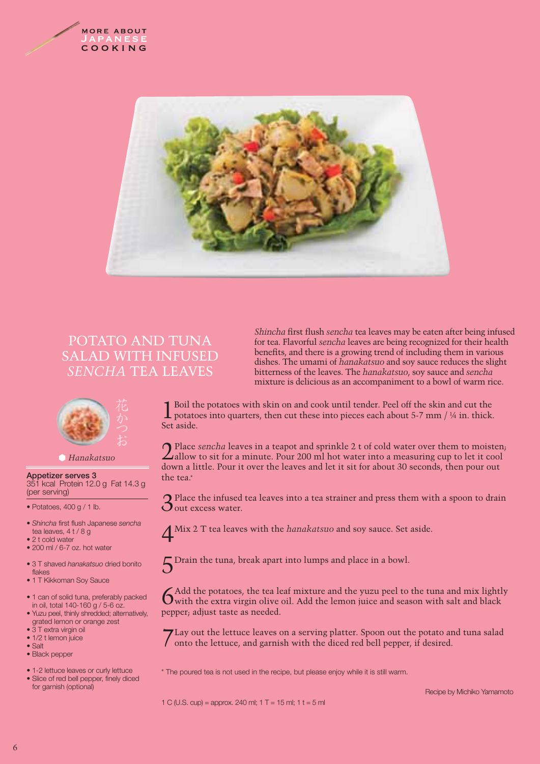MORE ABOUT JAPANESE COOKING

# POTATO AND TUNA SALAD WITH INFUSED *SENCHA* TEA LEAVES

*Shincha* first flush *sencha* tea leaves may be eaten after being infused for tea. Flavorful *sencha* leaves are being recognized for their health benefits, and there is a growing trend of including them in various dishes. The umami of *hanakatsuo* and soy sauce reduces the slight bitterness of the leaves. The *hanakatsuo*, soy sauce and *sencha* mixture is delicious as an accompaniment to a bowl of warm rice.

花かつお

*Hanakatsuo*

**Appetizer serves 3**
351 kcal Protein 12.0 g Fat 14.3 g (per serving)

- Potatoes, 400 g / 1 lb.

- *Shincha* first flush Japanese *sencha* tea leaves, 4 t / 8 g
- 2 t cold water
- 200 ml / 6-7 oz. hot water

- 3 T shaved *hanakatsuo* dried bonito flakes
- 1 T Kikkoman Soy Sauce

- 1 can of solid tuna, preferably packed in oil, total 140-160 g / 5-6 oz.
- Yuzu peel, thinly shredded; alternatively, grated lemon or orange zest
- 3 T extra virgin oil
- 1/2 t lemon juice
- Salt
- Black pepper

- 1-2 lettuce leaves or curly lettuce
- Slice of red bell pepper, finely diced for garnish (optional)

1. Boil the potatoes with skin on and cook until tender. Peel off the skin and cut the potatoes into quarters, then cut these into pieces each about 5-7 mm / ¼ in. thick. Set aside.

2. Place *sencha* leaves in a teapot and sprinkle 2 t of cold water over them to moisten; allow to sit for a minute. Pour 200 ml hot water into a measuring cup to let it cool down a little. Pour it over the leaves and let it sit for about 30 seconds, then pour out the tea.*

3. Place the infused tea leaves into a tea strainer and press them with a spoon to drain out excess water.

4. Mix 2 T tea leaves with the *hanakatsuo* and soy sauce. Set aside.

5. Drain the tuna, break apart into lumps and place in a bowl.

6. Add the potatoes, the tea leaf mixture and the yuzu peel to the tuna and mix lightly with the extra virgin olive oil. Add the lemon juice and season with salt and black pepper; adjust taste as needed.

7. Lay out the lettuce leaves on a serving platter. Spoon out the potato and tuna salad onto the lettuce, and garnish with the diced red bell pepper, if desired.

\* The poured tea is not used in the recipe, but please enjoy while it is still warm.

Recipe by Michiko Yamamoto

1 C (U.S. cup) = approx. 240 ml; 1 T = 15 ml; 1 t = 5 ml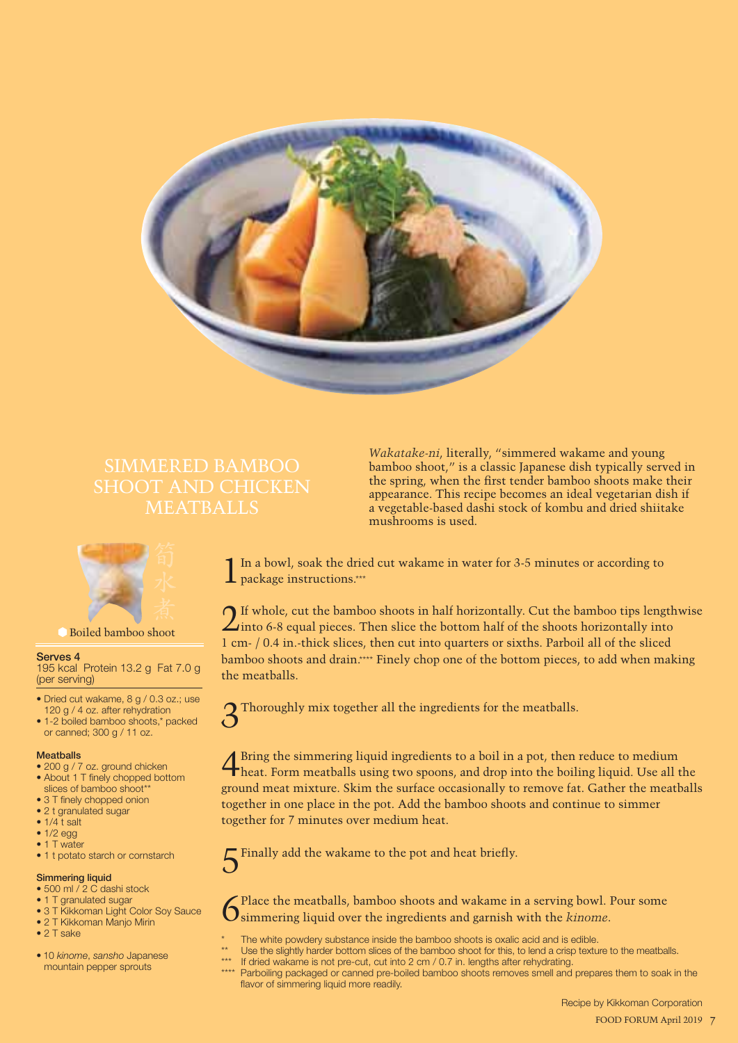# SIMMERED BAMBOO SHOOT AND CHICKEN MEATBALLS

*Wakatake-ni*, literally, "simmered wakame and young bamboo shoot," is a classic Japanese dish typically served in the spring, when the first tender bamboo shoots make their appearance. This recipe becomes an ideal vegetarian dish if a vegetable-based dashi stock of kombu and dried shiitake mushrooms is used.

筍水煮

Boiled bamboo shoot

**Serves 4**
195 kcal Protein 13.2 g Fat 7.0 g (per serving)

- Dried cut wakame, 8 g / 0.3 oz.; use 120 g / 4 oz. after rehydration
- 1-2 boiled bamboo shoots,* packed or canned; 300 g / 11 oz.

**Meatballs**

- 200 g / 7 oz. ground chicken
- About 1 T finely chopped bottom slices of bamboo shoot**
- 3 T finely chopped onion
- 2 t granulated sugar
- 1/4 t salt
- 1/2 egg
- 1 T water
- 1 t potato starch or cornstarch

**Simmering liquid**

- 500 ml / 2 C dashi stock
- 1 T granulated sugar
- 3 T Kikkoman Light Color Soy Sauce
- 2 T Kikkoman Manjo Mirin
- 2 T sake

- 10 *kinome*, *sansho* Japanese mountain pepper sprouts

1. In a bowl, soak the dried cut wakame in water for 3-5 minutes or according to package instructions.***

2. If whole, cut the bamboo shoots in half horizontally. Cut the bamboo tips lengthwise into 6-8 equal pieces. Then slice the bottom half of the shoots horizontally into 1 cm- / 0.4 in.-thick slices, then cut into quarters or sixths. Parboil all of the sliced bamboo shoots and drain.**** Finely chop one of the bottom pieces, to add when making the meatballs.

3. Thoroughly mix together all the ingredients for the meatballs.

4. Bring the simmering liquid ingredients to a boil in a pot, then reduce to medium heat. Form meatballs using two spoons, and drop into the boiling liquid. Use all the ground meat mixture. Skim the surface occasionally to remove fat. Gather the meatballs together in one place in the pot. Add the bamboo shoots and continue to simmer together for 7 minutes over medium heat.

5. Finally add the wakame to the pot and heat briefly.

6. Place the meatballs, bamboo shoots and wakame in a serving bowl. Pour some simmering liquid over the ingredients and garnish with the *kinome*.

\* The white powdery substance inside the bamboo shoots is oxalic acid and is edible.
** Use the slightly harder bottom slices of the bamboo shoot for this, to lend a crisp texture to the meatballs.
*** If dried wakame is not pre-cut, cut into 2 cm / 0.7 in. lengths after rehydrating.
**** Parboiling packaged or canned pre-boiled bamboo shoots removes smell and prepares them to soak in the flavor of simmering liquid more readily.

Recipe by Kikkoman Corporation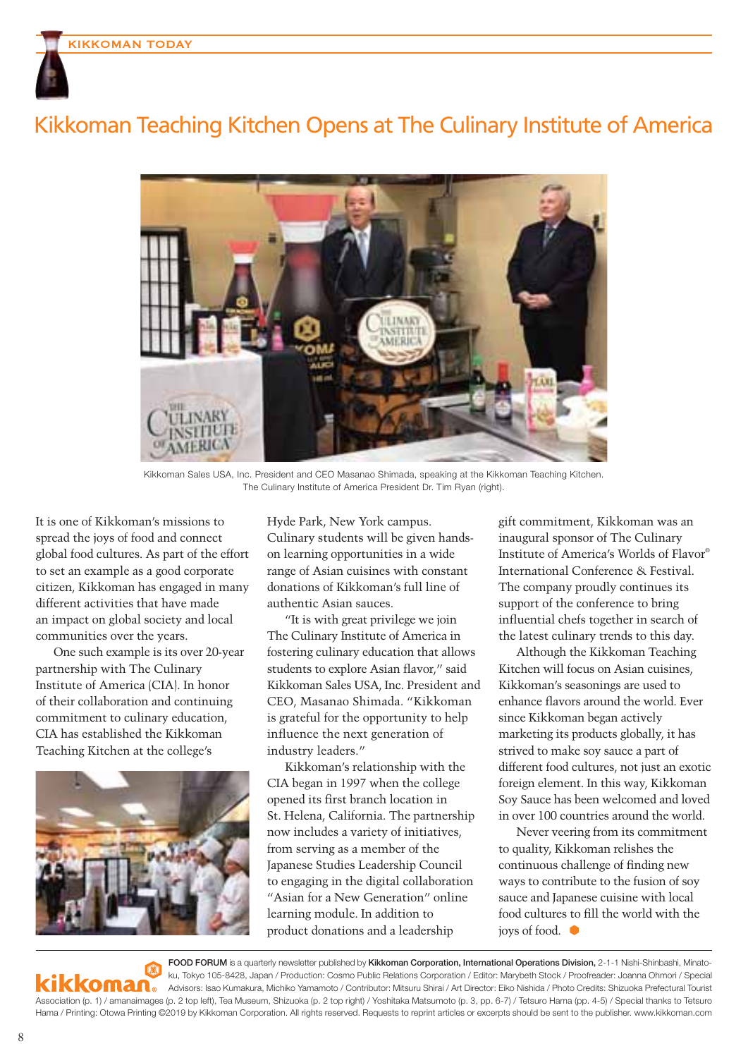# Kikkoman Teaching Kitchen Opens at The Culinary Institute of America

Kikkoman Sales USA, Inc. President and CEO Masanao Shimada, speaking at the Kikkoman Teaching Kitchen. The Culinary Institute of America President Dr. Tim Ryan (right).

It is one of Kikkoman's missions to spread the joys of food and connect global food cultures. As part of the effort to set an example as a good corporate citizen, Kikkoman has engaged in many different activities that have made an impact on global society and local communities over the years.

One such example is its over 20-year partnership with The Culinary Institute of America (CIA). In honor of their collaboration and continuing commitment to culinary education, CIA has established the Kikkoman Teaching Kitchen at the college's Hyde Park, New York campus. Culinary students will be given hands-on learning opportunities in a wide range of Asian cuisines with constant donations of Kikkoman's full line of authentic Asian sauces.

"It is with great privilege we join The Culinary Institute of America in fostering culinary education that allows students to explore Asian flavor," said Kikkoman Sales USA, Inc. President and CEO, Masanao Shimada. "Kikkoman is grateful for the opportunity to help influence the next generation of industry leaders."

Kikkoman's relationship with the CIA began in 1997 when the college opened its first branch location in St. Helena, California. The partnership now includes a variety of initiatives, from serving as a member of the Japanese Studies Leadership Council to engaging in the digital collaboration "Asian for a New Generation" online learning module. In addition to product donations and a leadership gift commitment, Kikkoman was an inaugural sponsor of The Culinary Institute of America's Worlds of Flavor® International Conference & Festival. The company proudly continues its support of the conference to bring influential chefs together in search of the latest culinary trends to this day.

Although the Kikkoman Teaching Kitchen will focus on Asian cuisines, Kikkoman's seasonings are used to enhance flavors around the world. Ever since Kikkoman began actively marketing its products globally, it has strived to make soy sauce a part of different food cultures, not just an exotic foreign element. In this way, Kikkoman Soy Sauce has been welcomed and loved in over 100 countries around the world.

Never veering from its commitment to quality, Kikkoman relishes the continuous challenge of finding new ways to contribute to the fusion of soy sauce and Japanese cuisine with local food cultures to fill the world with the joys of food.

**FOOD FORUM** is a quarterly newsletter published by **Kikkoman Corporation, International Operations Division,** 2-1-1 Nishi-Shinbashi, Minato-ku, Tokyo 105-8428, Japan / Production: Cosmo Public Relations Corporation / Editor: Marybeth Stock / Proofreader: Joanna Ohmori / Special Advisors: Isao Kumakura, Michiko Yamamoto / Contributor: Mitsuru Shirai / Art Director: Eiko Nishida / Photo Credits: Shizuoka Prefectural Tourist Association (p. 1) / amanaimages (p. 2 top left), Tea Museum, Shizuoka (p. 2 top right) / Yoshitaka Matsumoto (p. 3, pp. 6-7) / Tetsuro Hama (pp. 4-5) / Special thanks to Tetsuro Hama / Printing: Otowa Printing ©2019 by Kikkoman Corporation. All rights reserved. Requests to reprint articles or excerpts should be sent to the publisher. www.kikkoman.com